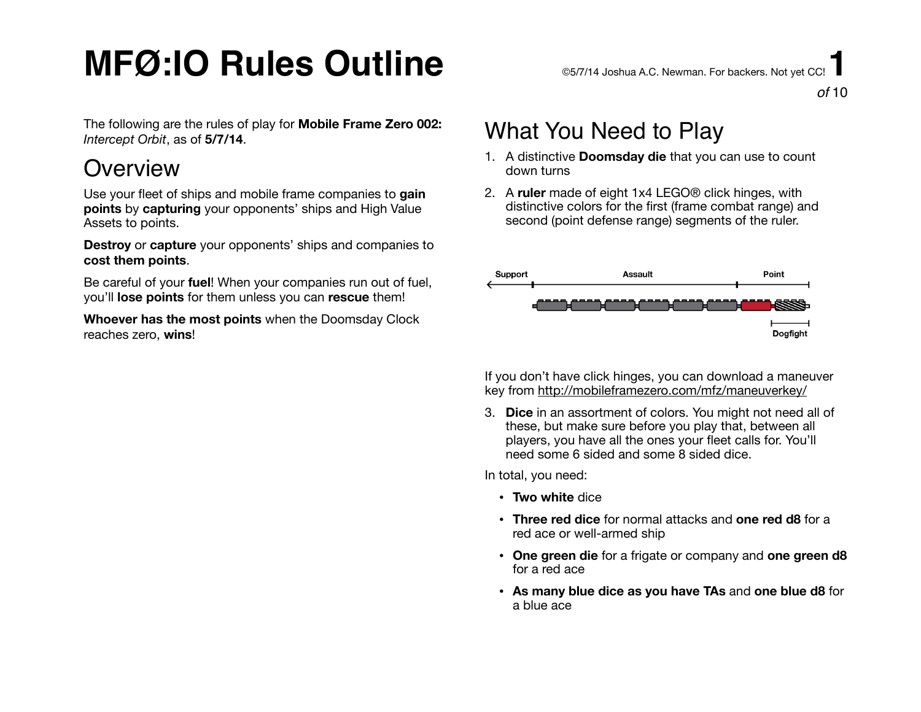# MFØ:IO Rules Outline

©5/7/14 Joshua A.C. Newman. For backers. Not yet CC!

The following are the rules of play for **Mobile Frame Zero 002:** *Intercept Orbit*, as of **5/7/14**.

## Overview

Use your fleet of ships and mobile frame companies to **gain points** by **capturing** your opponents' ships and High Value Assets to points.

**Destroy** or **capture** your opponents' ships and companies to **cost them points**.

Be careful of your **fuel**! When your companies run out of fuel, you'll **lose points** for them unless you can **rescue** them!

**Whoever has the most points** when the Doomsday Clock reaches zero, **wins**!

## What You Need to Play

1. A distinctive **Doomsday die** that you can use to count down turns
2. A **ruler** made of eight 1x4 LEGO® click hinges, with distinctive colors for the first (frame combat range) and second (point defense range) segments of the ruler.

Support — Assault — Point

Dogfight

If you don't have click hinges, you can download a maneuver key from http://mobileframezero.com/mfz/maneuverkey/

3. **Dice** in an assortment of colors. You might not need all of these, but make sure before you play that, between all players, you have all the ones your fleet calls for. You'll need some 6 sided and some 8 sided dice.

In total, you need:

- **Two white** dice
- **Three red dice** for normal attacks and **one red d8** for a red ace or well-armed ship
- **One green die** for a frigate or company and **one green d8** for a red ace
- **As many blue dice as you have TAs** and **one blue d8** for a blue ace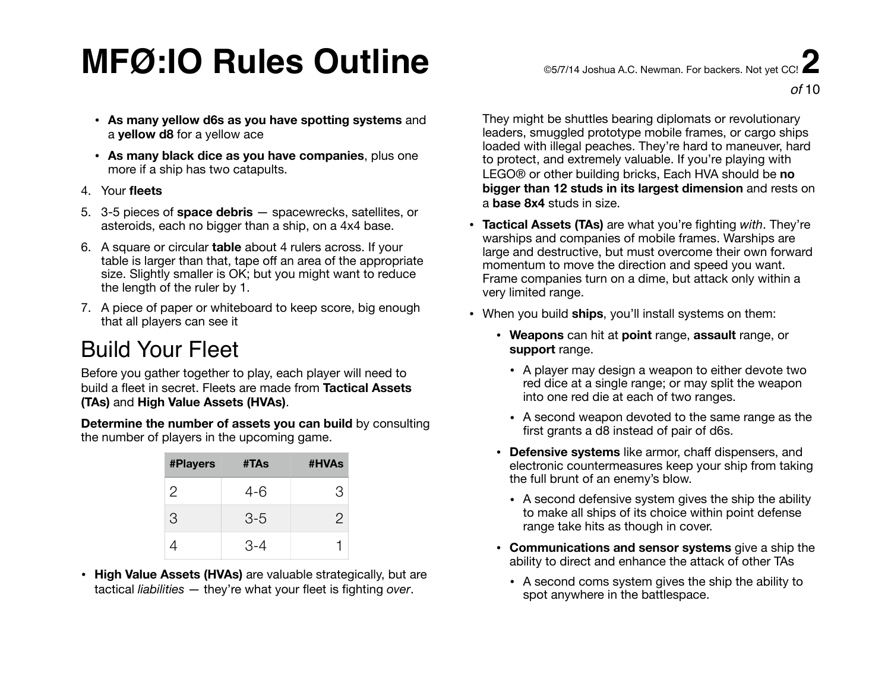# MFØ:IO Rules Outline

©5/7/14 Joshua A.C. Newman. For backers. Not yet CC!

- **As many yellow d6s as you have spotting systems** and a **yellow d8** for a yellow ace
- **As many black dice as you have companies**, plus one more if a ship has two catapults.

4. Your **fleets**
5. 3-5 pieces of **space debris** — spacewrecks, satellites, or asteroids, each no bigger than a ship, on a 4x4 base.
6. A square or circular **table** about 4 rulers across. If your table is larger than that, tape off an area of the appropriate size. Slightly smaller is OK; but you might want to reduce the length of the ruler by 1.
7. A piece of paper or whiteboard to keep score, big enough that all players can see it

## Build Your Fleet

Before you gather together to play, each player will need to build a fleet in secret. Fleets are made from **Tactical Assets (TAs)** and **High Value Assets (HVAs)**.

**Determine the number of assets you can build** by consulting the number of players in the upcoming game.

| #Players | #TAs | #HVAs |
|---|---|---|
| 2 | 4-6 | 3 |
| 3 | 3-5 | 2 |
| 4 | 3-4 | 1 |

- **High Value Assets (HVAs)** are valuable strategically, but are tactical *liabilities* — they're what your fleet is fighting *over*. They might be shuttles bearing diplomats or revolutionary leaders, smuggled prototype mobile frames, or cargo ships loaded with illegal peaches. They're hard to maneuver, hard to protect, and extremely valuable. If you're playing with LEGO® or other building bricks, Each HVA should be **no bigger than 12 studs in its largest dimension** and rests on a **base 8x4** studs in size.
- **Tactical Assets (TAs)** are what you're fighting *with*. They're warships and companies of mobile frames. Warships are large and destructive, but must overcome their own forward momentum to move the direction and speed you want. Frame companies turn on a dime, but attack only within a very limited range.
- When you build **ships**, you'll install systems on them:
  - **Weapons** can hit at **point** range, **assault** range, or **support** range.
    - A player may design a weapon to either devote two red dice at a single range; or may split the weapon into one red die at each of two ranges.
    - A second weapon devoted to the same range as the first grants a d8 instead of pair of d6s.
  - **Defensive systems** like armor, chaff dispensers, and electronic countermeasures keep your ship from taking the full brunt of an enemy's blow.
    - A second defensive system gives the ship the ability to make all ships of its choice within point defense range take hits as though in cover.
  - **Communications and sensor systems** give a ship the ability to direct and enhance the attack of other TAs
    - A second coms system gives the ship the ability to spot anywhere in the battlespace.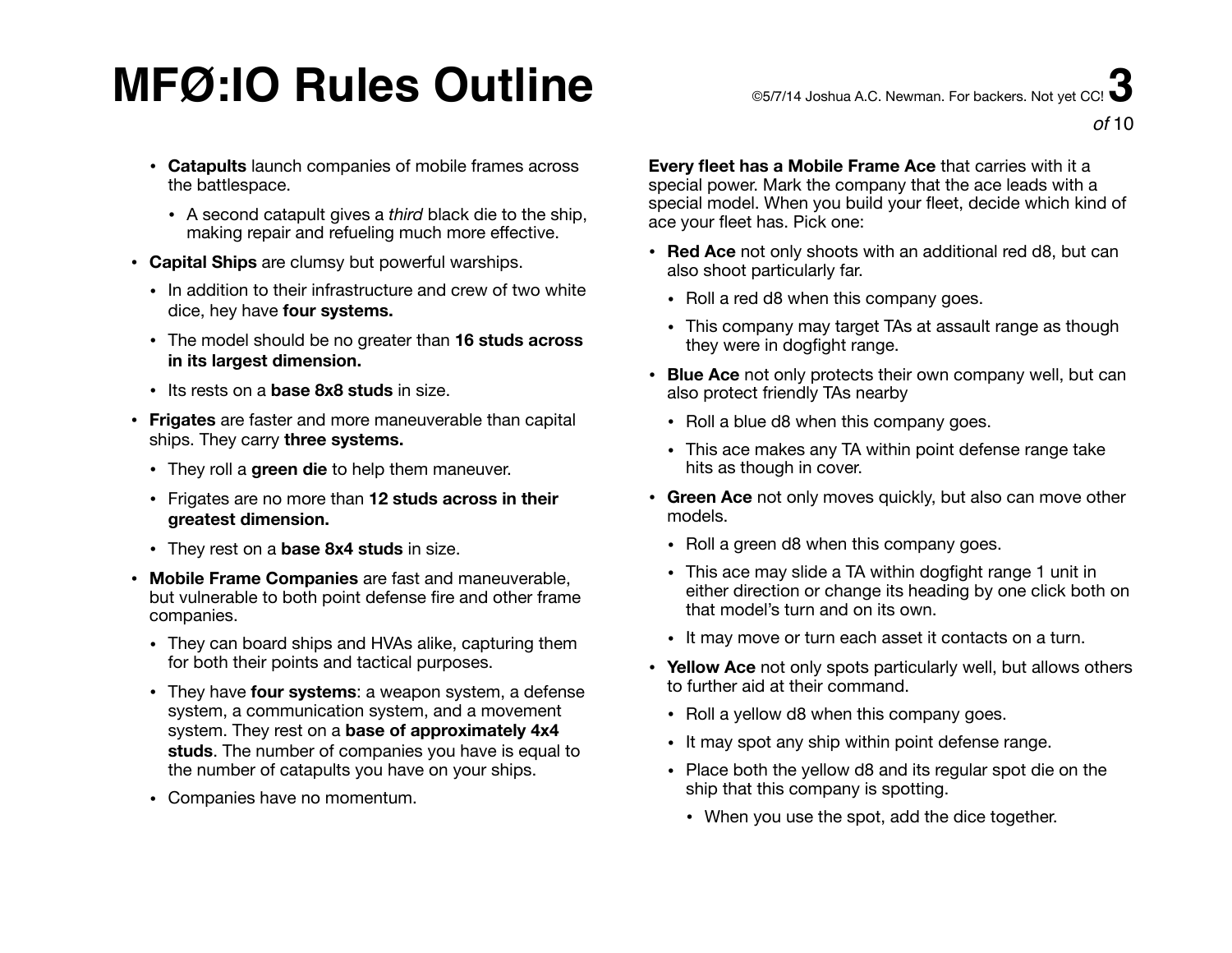- **Catapults** launch companies of mobile frames across the battlespace.
    - A second catapult gives a *third* black die to the ship, making repair and refueling much more effective.
- **Capital Ships** are clumsy but powerful warships.
    - In addition to their infrastructure and crew of two white dice, hey have **four systems.**
    - The model should be no greater than **16 studs across in its largest dimension.**
    - Its rests on a **base 8x8 studs** in size.
- **Frigates** are faster and more maneuverable than capital ships. They carry **three systems.**
    - They roll a **green die** to help them maneuver.
    - Frigates are no more than **12 studs across in their greatest dimension.**
    - They rest on a **base 8x4 studs** in size.
- **Mobile Frame Companies** are fast and maneuverable, but vulnerable to both point defense fire and other frame companies.
    - They can board ships and HVAs alike, capturing them for both their points and tactical purposes.
    - They have **four systems**: a weapon system, a defense system, a communication system, and a movement system. They rest on a **base of approximately 4x4 studs**. The number of companies you have is equal to the number of catapults you have on your ships.
    - Companies have no momentum.

**Every fleet has a Mobile Frame Ace** that carries with it a special power. Mark the company that the ace leads with a special model. When you build your fleet, decide which kind of ace your fleet has. Pick one:

- **Red Ace** not only shoots with an additional red d8, but can also shoot particularly far.
    - Roll a red d8 when this company goes.
    - This company may target TAs at assault range as though they were in dogfight range.
- **Blue Ace** not only protects their own company well, but can also protect friendly TAs nearby
    - Roll a blue d8 when this company goes.
    - This ace makes any TA within point defense range take hits as though in cover.
- **Green Ace** not only moves quickly, but also can move other models.
    - Roll a green d8 when this company goes.
    - This ace may slide a TA within dogfight range 1 unit in either direction or change its heading by one click both on that model's turn and on its own.
    - It may move or turn each asset it contacts on a turn.
- **Yellow Ace** not only spots particularly well, but allows others to further aid at their command.
    - Roll a yellow d8 when this company goes.
    - It may spot any ship within point defense range.
    - Place both the yellow d8 and its regular spot die on the ship that this company is spotting.
        - When you use the spot, add the dice together.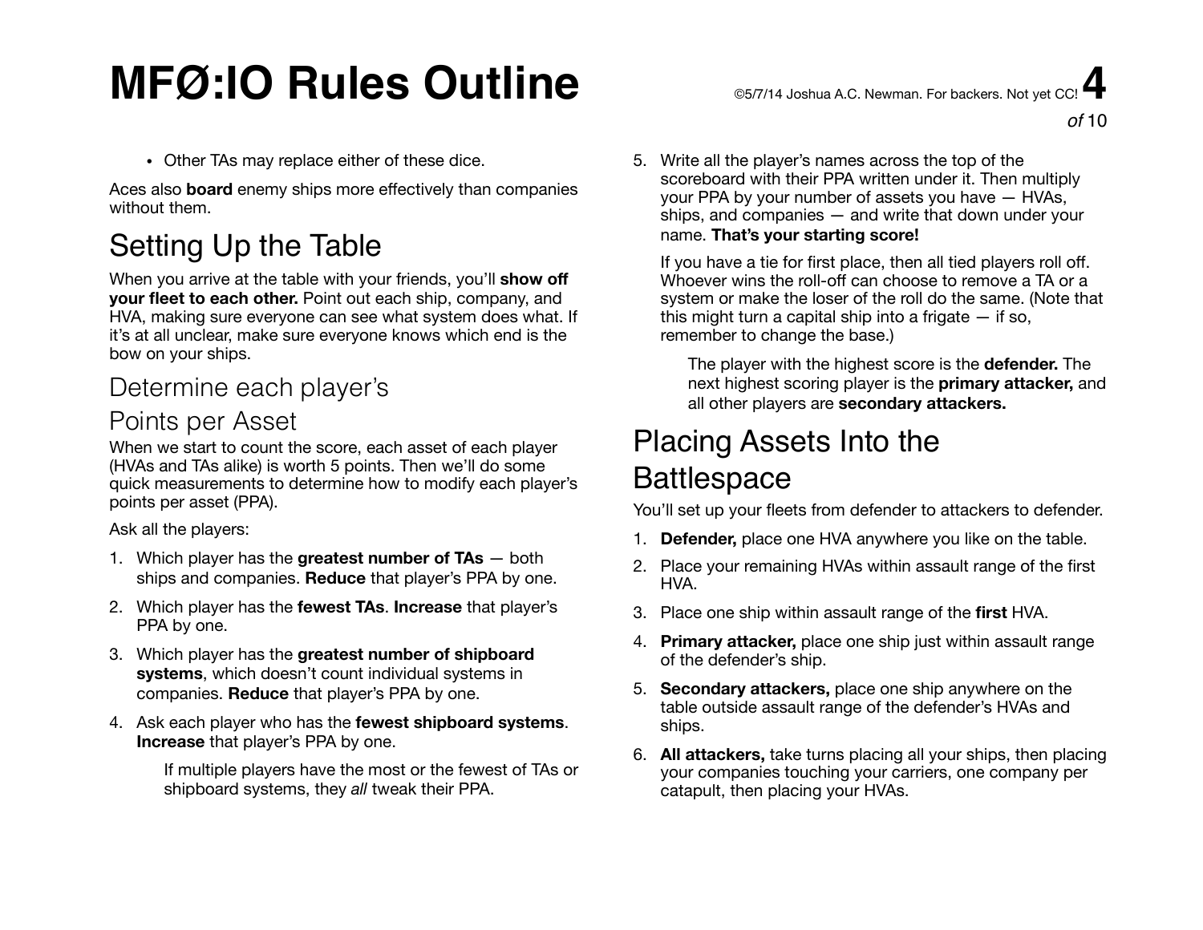- Other TAs may replace either of these dice.

Aces also **board** enemy ships more effectively than companies without them.

## Setting Up the Table

When you arrive at the table with your friends, you'll **show off your fleet to each other.** Point out each ship, company, and HVA, making sure everyone can see what system does what. If it's at all unclear, make sure everyone knows which end is the bow on your ships.

### Determine each player's Points per Asset

When we start to count the score, each asset of each player (HVAs and TAs alike) is worth 5 points. Then we'll do some quick measurements to determine how to modify each player's points per asset (PPA).

Ask all the players:

1. Which player has the **greatest number of TAs** — both ships and companies. **Reduce** that player's PPA by one.
2. Which player has the **fewest TAs**. **Increase** that player's PPA by one.
3. Which player has the **greatest number of shipboard systems**, which doesn't count individual systems in companies. **Reduce** that player's PPA by one.
4. Ask each player who has the **fewest shipboard systems**. **Increase** that player's PPA by one.

    If multiple players have the most or the fewest of TAs or shipboard systems, they *all* tweak their PPA.

5. Write all the player's names across the top of the scoreboard with their PPA written under it. Then multiply your PPA by your number of assets you have — HVAs, ships, and companies — and write that down under your name. **That's your starting score!**

    If you have a tie for first place, then all tied players roll off. Whoever wins the roll-off can choose to remove a TA or a system or make the loser of the roll do the same. (Note that this might turn a capital ship into a frigate — if so, remember to change the base.)

    The player with the highest score is the **defender.** The next highest scoring player is the **primary attacker,** and all other players are **secondary attackers.**

## Placing Assets Into the Battlespace

You'll set up your fleets from defender to attackers to defender.

1. **Defender,** place one HVA anywhere you like on the table.
2. Place your remaining HVAs within assault range of the first HVA.
3. Place one ship within assault range of the **first** HVA.
4. **Primary attacker,** place one ship just within assault range of the defender's ship.
5. **Secondary attackers,** place one ship anywhere on the table outside assault range of the defender's HVAs and ships.
6. **All attackers,** take turns placing all your ships, then placing your companies touching your carriers, one company per catapult, then placing your HVAs.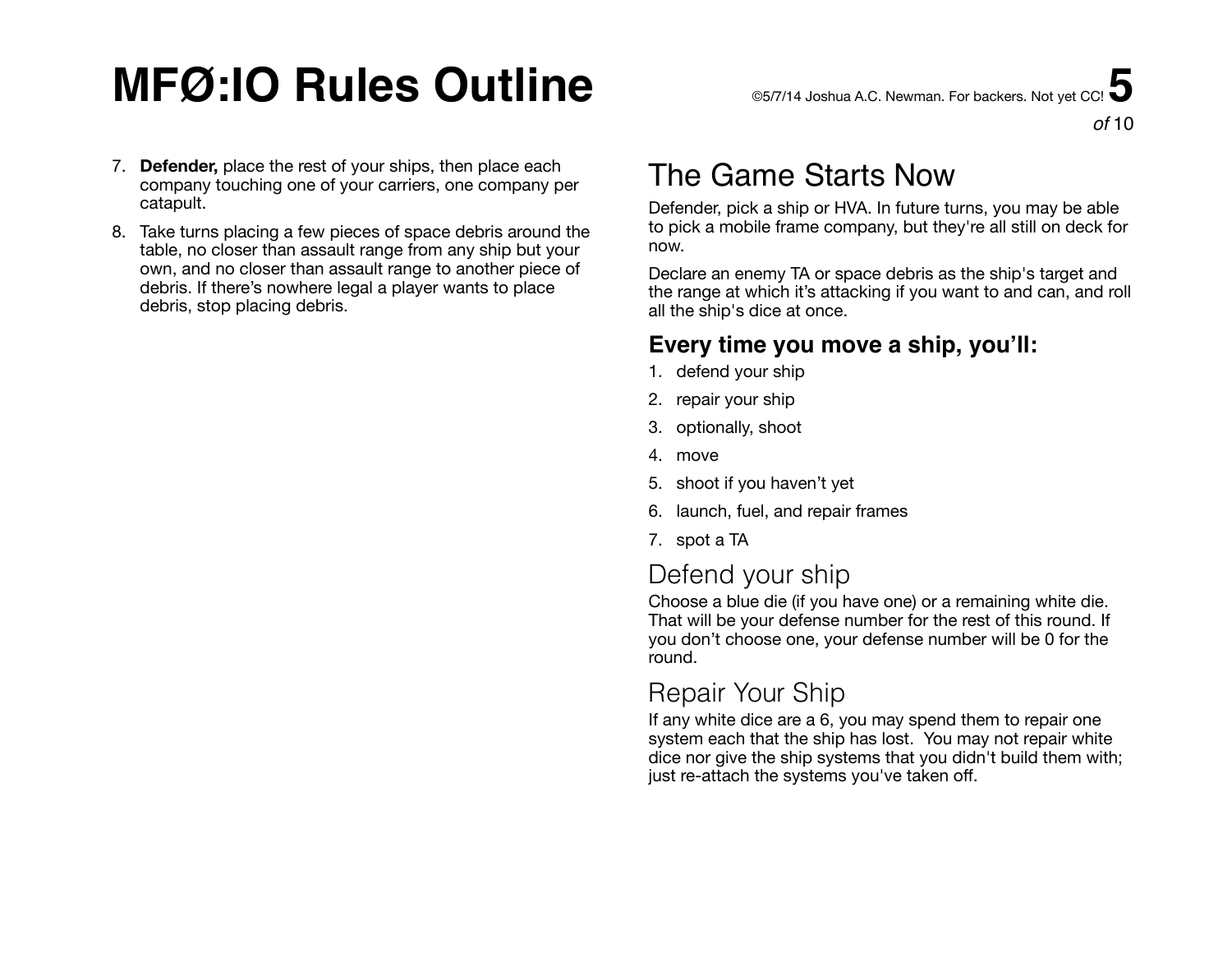7. **Defender,** place the rest of your ships, then place each company touching one of your carriers, one company per catapult.
8. Take turns placing a few pieces of space debris around the table, no closer than assault range from any ship but your own, and no closer than assault range to another piece of debris. If there's nowhere legal a player wants to place debris, stop placing debris.

## The Game Starts Now

Defender, pick a ship or HVA. In future turns, you may be able to pick a mobile frame company, but they're all still on deck for now.

Declare an enemy TA or space debris as the ship's target and the range at which it's attacking if you want to and can, and roll all the ship's dice at once.

### Every time you move a ship, you'll:

1. defend your ship
2. repair your ship
3. optionally, shoot
4. move
5. shoot if you haven't yet
6. launch, fuel, and repair frames
7. spot a TA

### Defend your ship

Choose a blue die (if you have one) or a remaining white die. That will be your defense number for the rest of this round. If you don't choose one, your defense number will be 0 for the round.

### Repair Your Ship

If any white dice are a 6, you may spend them to repair one system each that the ship has lost. You may not repair white dice nor give the ship systems that you didn't build them with; just re-attach the systems you've taken off.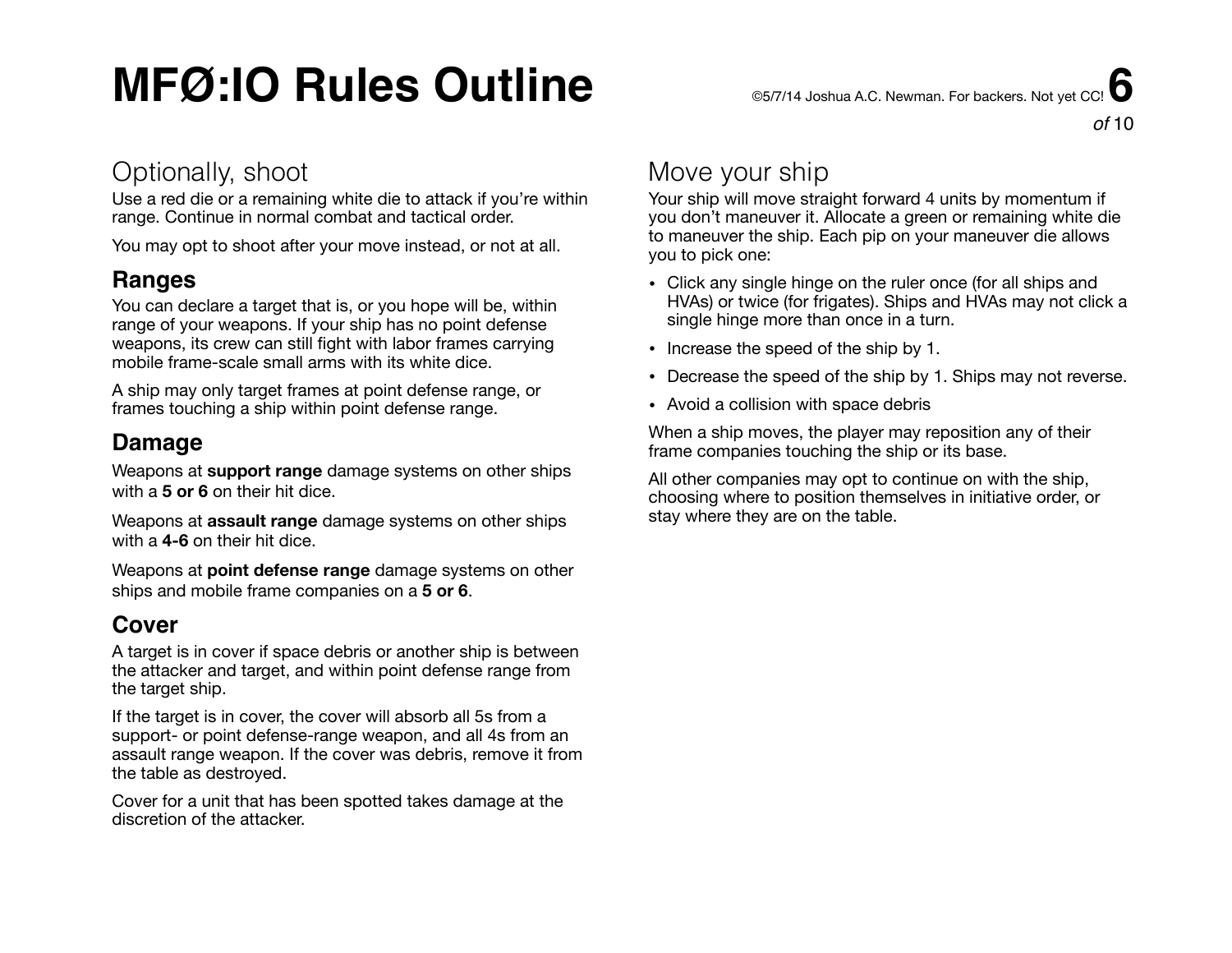# MFØ:IO Rules Outline

## Optionally, shoot

Use a red die or a remaining white die to attack if you're within range. Continue in normal combat and tactical order.

You may opt to shoot after your move instead, or not at all.

### Ranges

You can declare a target that is, or you hope will be, within range of your weapons. If your ship has no point defense weapons, its crew can still fight with labor frames carrying mobile frame-scale small arms with its white dice.

A ship may only target frames at point defense range, or frames touching a ship within point defense range.

### Damage

Weapons at **support range** damage systems on other ships with a **5 or 6** on their hit dice.

Weapons at **assault range** damage systems on other ships with a **4-6** on their hit dice.

Weapons at **point defense range** damage systems on other ships and mobile frame companies on a **5 or 6**.

### Cover

A target is in cover if space debris or another ship is between the attacker and target, and within point defense range from the target ship.

If the target is in cover, the cover will absorb all 5s from a support- or point defense-range weapon, and all 4s from an assault range weapon. If the cover was debris, remove it from the table as destroyed.

Cover for a unit that has been spotted takes damage at the discretion of the attacker.

## Move your ship

Your ship will move straight forward 4 units by momentum if you don't maneuver it. Allocate a green or remaining white die to maneuver the ship. Each pip on your maneuver die allows you to pick one:

- Click any single hinge on the ruler once (for all ships and HVAs) or twice (for frigates). Ships and HVAs may not click a single hinge more than once in a turn.
- Increase the speed of the ship by 1.
- Decrease the speed of the ship by 1. Ships may not reverse.
- Avoid a collision with space debris

When a ship moves, the player may reposition any of their frame companies touching the ship or its base.

All other companies may opt to continue on with the ship, choosing where to position themselves in initiative order, or stay where they are on the table.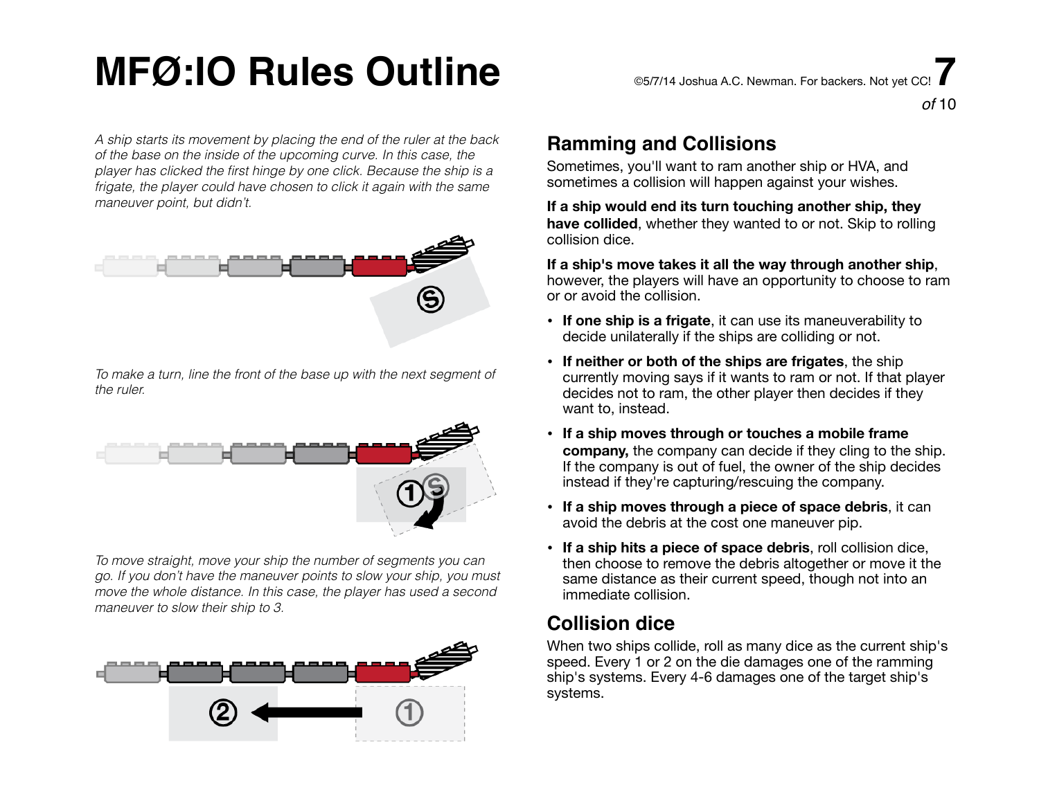# MFØ:IO Rules Outline

©5/7/14 Joshua A.C. Newman. For backers. Not yet CC!

*A ship starts its movement by placing the end of the ruler at the back of the base on the inside of the upcoming curve. In this case, the player has clicked the first hinge by one click. Because the ship is a frigate, the player could have chosen to click it again with the same maneuver point, but didn't.*

*To make a turn, line the front of the base up with the next segment of the ruler.*

*To move straight, move your ship the number of segments you can go. If you don't have the maneuver points to slow your ship, you must move the whole distance. In this case, the player has used a second maneuver to slow their ship to 3.*

## Ramming and Collisions

Sometimes, you'll want to ram another ship or HVA, and sometimes a collision will happen against your wishes.

**If a ship would end its turn touching another ship, they have collided**, whether they wanted to or not. Skip to rolling collision dice.

**If a ship's move takes it all the way through another ship**, however, the players will have an opportunity to choose to ram or or avoid the collision.

- **If one ship is a frigate**, it can use its maneuverability to decide unilaterally if the ships are colliding or not.
- **If neither or both of the ships are frigates**, the ship currently moving says if it wants to ram or not. If that player decides not to ram, the other player then decides if they want to, instead.
- **If a ship moves through or touches a mobile frame company,** the company can decide if they cling to the ship. If the company is out of fuel, the owner of the ship decides instead if they're capturing/rescuing the company.
- **If a ship moves through a piece of space debris**, it can avoid the debris at the cost one maneuver pip.
- **If a ship hits a piece of space debris**, roll collision dice, then choose to remove the debris altogether or move it the same distance as their current speed, though not into an immediate collision.

## Collision dice

When two ships collide, roll as many dice as the current ship's speed. Every 1 or 2 on the die damages one of the ramming ship's systems. Every 4-6 damages one of the target ship's systems.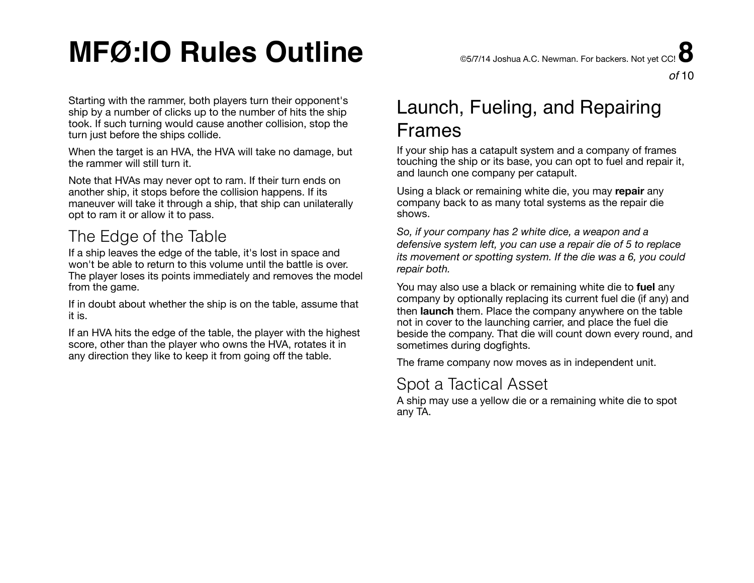Starting with the rammer, both players turn their opponent's ship by a number of clicks up to the number of hits the ship took. If such turning would cause another collision, stop the turn just before the ships collide.

When the target is an HVA, the HVA will take no damage, but the rammer will still turn it.

Note that HVAs may never opt to ram. If their turn ends on another ship, it stops before the collision happens. If its maneuver will take it through a ship, that ship can unilaterally opt to ram it or allow it to pass.

## The Edge of the Table

If a ship leaves the edge of the table, it's lost in space and won't be able to return to this volume until the battle is over. The player loses its points immediately and removes the model from the game.

If in doubt about whether the ship is on the table, assume that it is.

If an HVA hits the edge of the table, the player with the highest score, other than the player who owns the HVA, rotates it in any direction they like to keep it from going off the table.

## Launch, Fueling, and Repairing Frames

If your ship has a catapult system and a company of frames touching the ship or its base, you can opt to fuel and repair it, and launch one company per catapult.

Using a black or remaining white die, you may **repair** any company back to as many total systems as the repair die shows.

*So, if your company has 2 white dice, a weapon and a defensive system left, you can use a repair die of 5 to replace its movement or spotting system. If the die was a 6, you could repair both.*

You may also use a black or remaining white die to **fuel** any company by optionally replacing its current fuel die (if any) and then **launch** them. Place the company anywhere on the table not in cover to the launching carrier, and place the fuel die beside the company. That die will count down every round, and sometimes during dogfights.

The frame company now moves as in independent unit.

## Spot a Tactical Asset

A ship may use a yellow die or a remaining white die to spot any TA.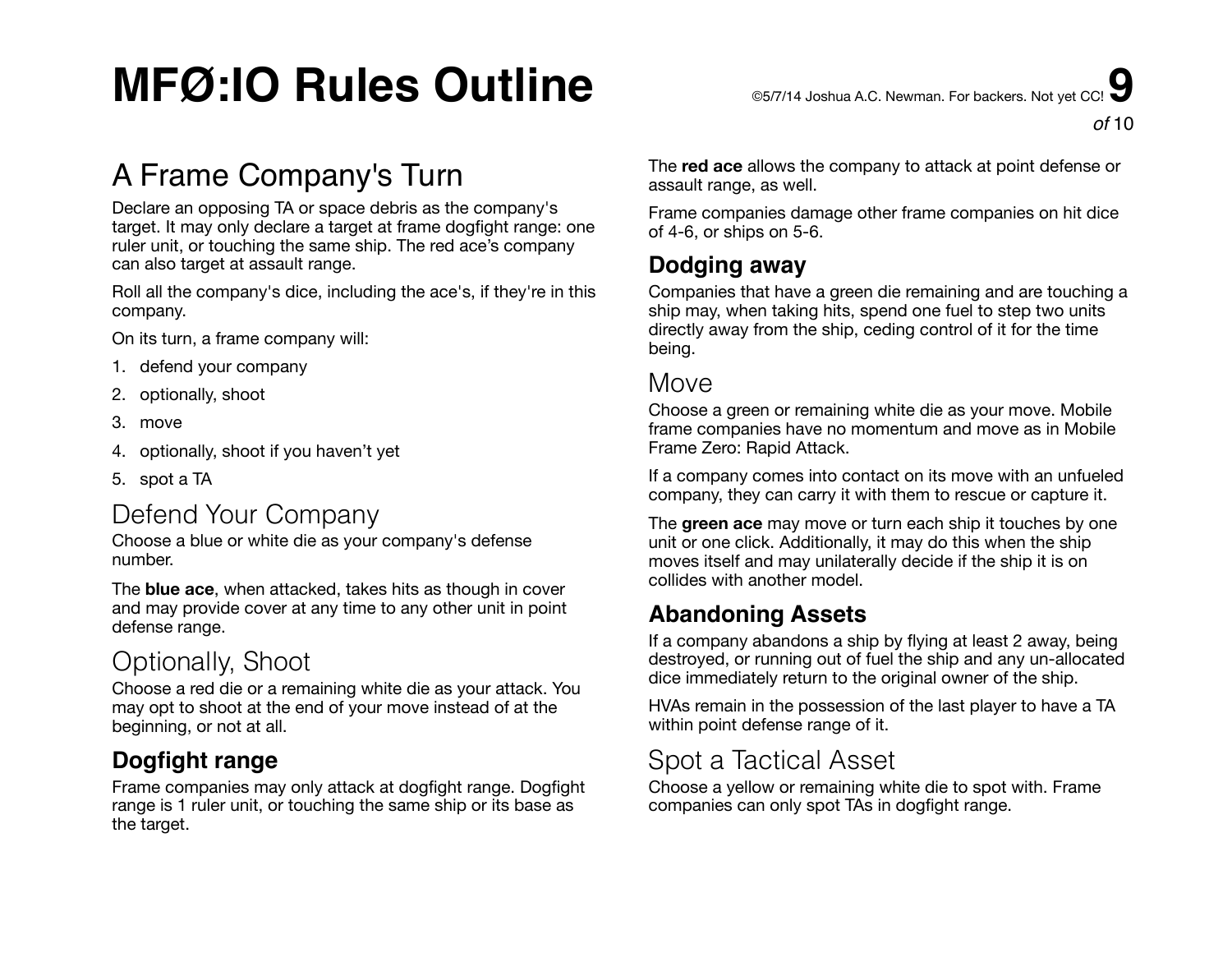# MFØ:IO Rules Outline

## A Frame Company's Turn

Declare an opposing TA or space debris as the company's target. It may only declare a target at frame dogfight range: one ruler unit, or touching the same ship. The red ace's company can also target at assault range.

Roll all the company's dice, including the ace's, if they're in this company.

On its turn, a frame company will:

1. defend your company
2. optionally, shoot
3. move
4. optionally, shoot if you haven't yet
5. spot a TA

## Defend Your Company

Choose a blue or white die as your company's defense number.

The **blue ace**, when attacked, takes hits as though in cover and may provide cover at any time to any other unit in point defense range.

## Optionally, Shoot

Choose a red die or a remaining white die as your attack. You may opt to shoot at the end of your move instead of at the beginning, or not at all.

### Dogfight range

Frame companies may only attack at dogfight range. Dogfight range is 1 ruler unit, or touching the same ship or its base as the target.

The **red ace** allows the company to attack at point defense or assault range, as well.

Frame companies damage other frame companies on hit dice of 4-6, or ships on 5-6.

### Dodging away

Companies that have a green die remaining and are touching a ship may, when taking hits, spend one fuel to step two units directly away from the ship, ceding control of it for the time being.

## Move

Choose a green or remaining white die as your move. Mobile frame companies have no momentum and move as in Mobile Frame Zero: Rapid Attack.

If a company comes into contact on its move with an unfueled company, they can carry it with them to rescue or capture it.

The **green ace** may move or turn each ship it touches by one unit or one click. Additionally, it may do this when the ship moves itself and may unilaterally decide if the ship it is on collides with another model.

### Abandoning Assets

If a company abandons a ship by flying at least 2 away, being destroyed, or running out of fuel the ship and any un-allocated dice immediately return to the original owner of the ship.

HVAs remain in the possession of the last player to have a TA within point defense range of it.

## Spot a Tactical Asset

Choose a yellow or remaining white die to spot with. Frame companies can only spot TAs in dogfight range.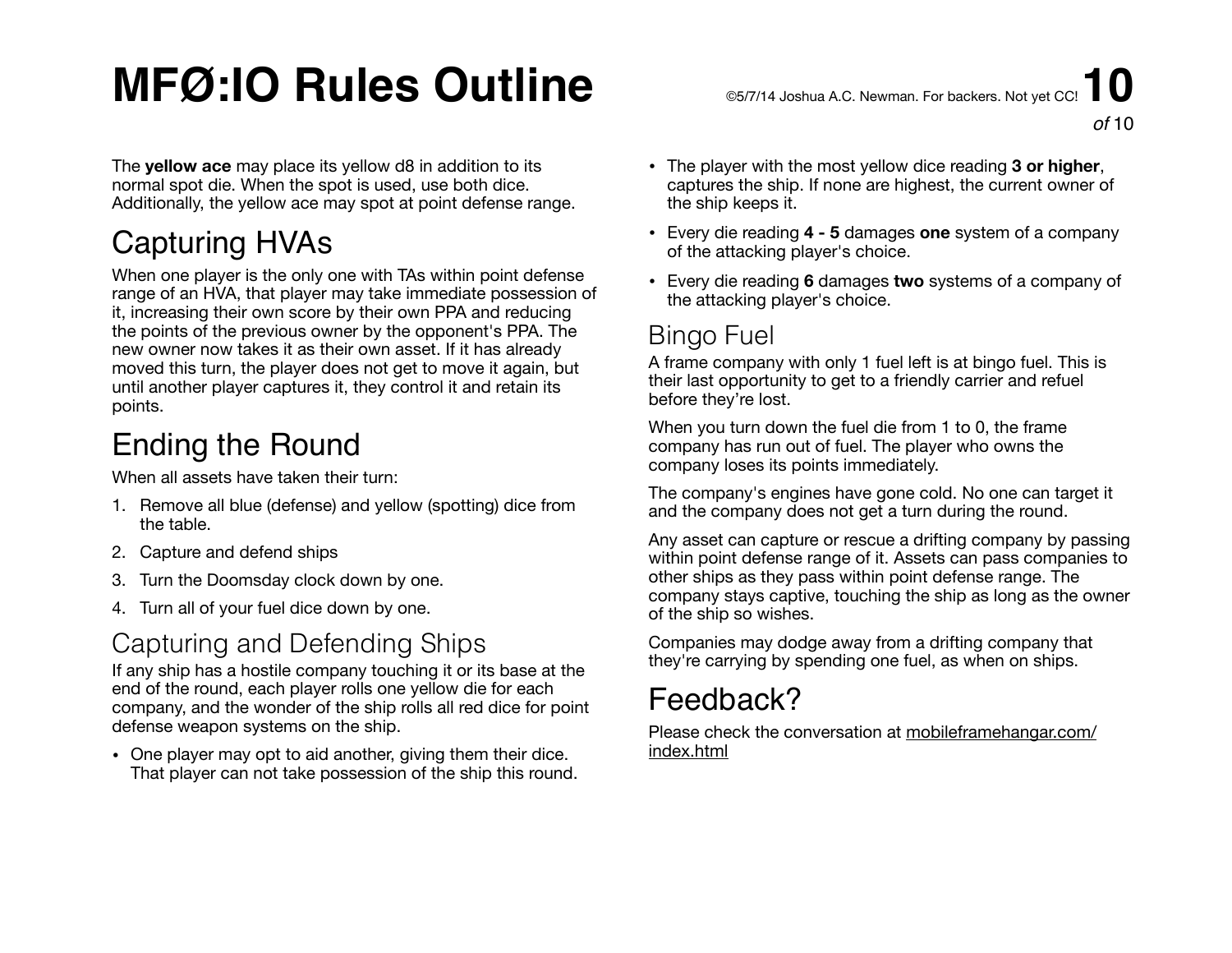# MFØ:IO Rules Outline

The **yellow ace** may place its yellow d8 in addition to its normal spot die. When the spot is used, use both dice. Additionally, the yellow ace may spot at point defense range.

## Capturing HVAs

When one player is the only one with TAs within point defense range of an HVA, that player may take immediate possession of it, increasing their own score by their own PPA and reducing the points of the previous owner by the opponent's PPA. The new owner now takes it as their own asset. If it has already moved this turn, the player does not get to move it again, but until another player captures it, they control it and retain its points.

## Ending the Round

When all assets have taken their turn:

1. Remove all blue (defense) and yellow (spotting) dice from the table.
2. Capture and defend ships
3. Turn the Doomsday clock down by one.
4. Turn all of your fuel dice down by one.

### Capturing and Defending Ships

If any ship has a hostile company touching it or its base at the end of the round, each player rolls one yellow die for each company, and the wonder of the ship rolls all red dice for point defense weapon systems on the ship.

- One player may opt to aid another, giving them their dice. That player can not take possession of the ship this round.
- The player with the most yellow dice reading **3 or higher**, captures the ship. If none are highest, the current owner of the ship keeps it.
- Every die reading **4 - 5** damages **one** system of a company of the attacking player's choice.
- Every die reading **6** damages **two** systems of a company of the attacking player's choice.

### Bingo Fuel

A frame company with only 1 fuel left is at bingo fuel. This is their last opportunity to get to a friendly carrier and refuel before they're lost.

When you turn down the fuel die from 1 to 0, the frame company has run out of fuel. The player who owns the company loses its points immediately.

The company's engines have gone cold. No one can target it and the company does not get a turn during the round.

Any asset can capture or rescue a drifting company by passing within point defense range of it. Assets can pass companies to other ships as they pass within point defense range. The company stays captive, touching the ship as long as the owner of the ship so wishes.

Companies may dodge away from a drifting company that they're carrying by spending one fuel, as when on ships.

## Feedback?

Please check the conversation at mobileframehangar.com/index.html